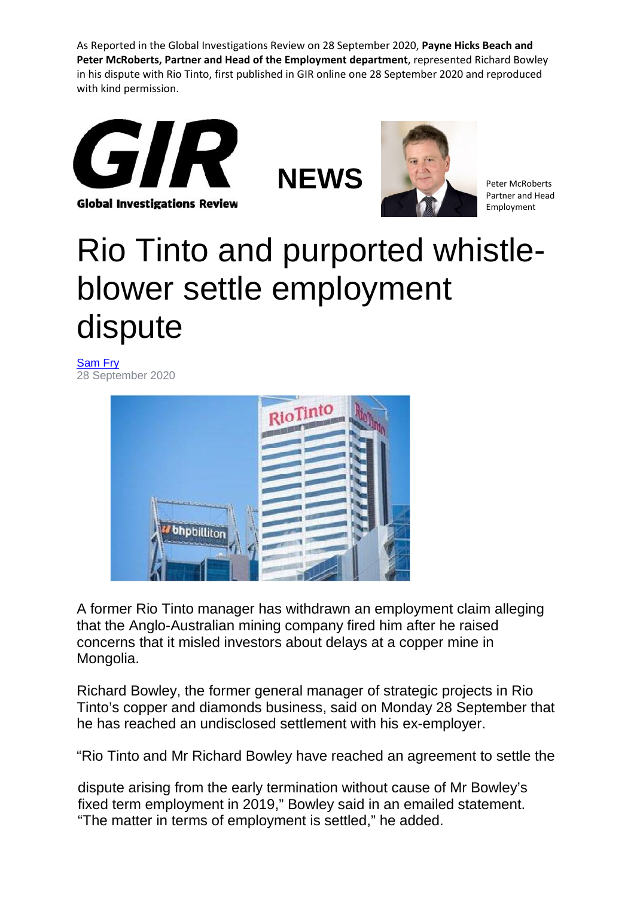As Reported in the Global Investigations Review on 28 September 2020, **Payne Hicks Beach and Peter McRoberts, Partner and Head of the Employment department**, represented Richard Bowley in his dispute with Rio Tinto, first published in GIR online one 28 September 2020 and reproduced with kind permission.

GIR
Global Investigations Review

NEWS

Peter McRoberts
Partner and Head
Employment

# Rio Tinto and purported whistle-blower settle employment dispute

Sam Fry
28 September 2020

A former Rio Tinto manager has withdrawn an employment claim alleging that the Anglo-Australian mining company fired him after he raised concerns that it misled investors about delays at a copper mine in Mongolia.

Richard Bowley, the former general manager of strategic projects in Rio Tinto's copper and diamonds business, said on Monday 28 September that he has reached an undisclosed settlement with his ex-employer.

"Rio Tinto and Mr Richard Bowley have reached an agreement to settle the dispute arising from the early termination without cause of Mr Bowley's fixed term employment in 2019," Bowley said in an emailed statement. "The matter in terms of employment is settled," he added.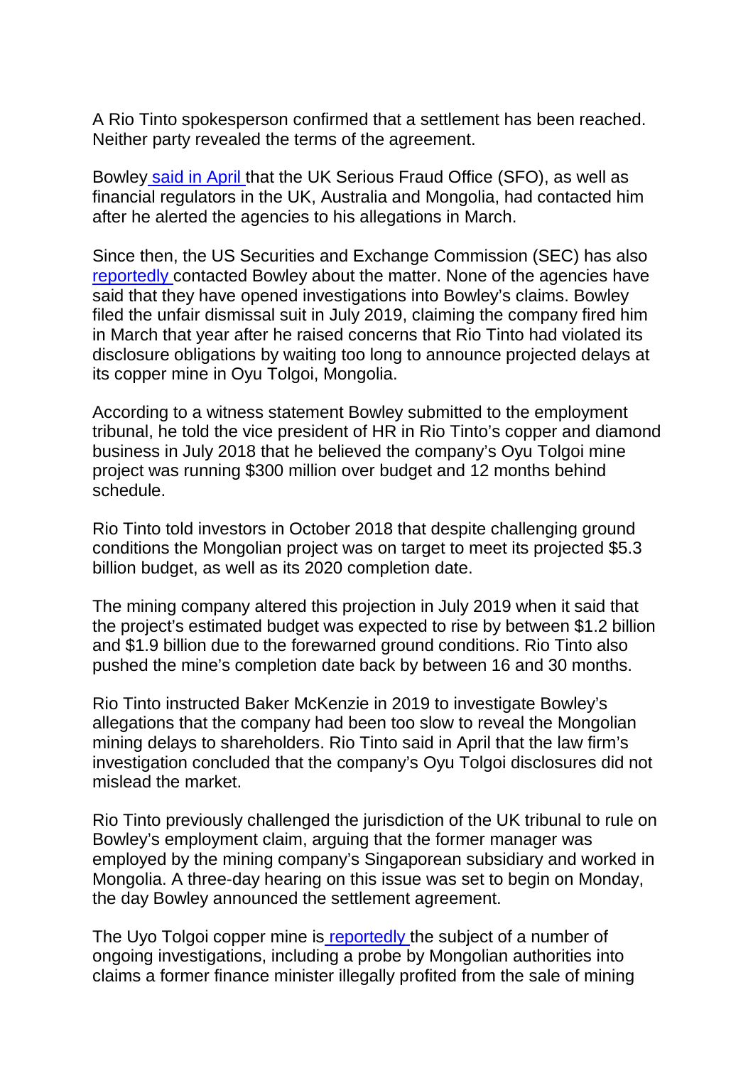A Rio Tinto spokesperson confirmed that a settlement has been reached. Neither party revealed the terms of the agreement.

Bowley said in April that the UK Serious Fraud Office (SFO), as well as financial regulators in the UK, Australia and Mongolia, had contacted him after he alerted the agencies to his allegations in March.

Since then, the US Securities and Exchange Commission (SEC) has also reportedly contacted Bowley about the matter. None of the agencies have said that they have opened investigations into Bowley's claims. Bowley filed the unfair dismissal suit in July 2019, claiming the company fired him in March that year after he raised concerns that Rio Tinto had violated its disclosure obligations by waiting too long to announce projected delays at its copper mine in Oyu Tolgoi, Mongolia.

According to a witness statement Bowley submitted to the employment tribunal, he told the vice president of HR in Rio Tinto's copper and diamond business in July 2018 that he believed the company's Oyu Tolgoi mine project was running $300 million over budget and 12 months behind schedule.

Rio Tinto told investors in October 2018 that despite challenging ground conditions the Mongolian project was on target to meet its projected $5.3 billion budget, as well as its 2020 completion date.

The mining company altered this projection in July 2019 when it said that the project's estimated budget was expected to rise by between $1.2 billion and $1.9 billion due to the forewarned ground conditions. Rio Tinto also pushed the mine's completion date back by between 16 and 30 months.

Rio Tinto instructed Baker McKenzie in 2019 to investigate Bowley's allegations that the company had been too slow to reveal the Mongolian mining delays to shareholders. Rio Tinto said in April that the law firm's investigation concluded that the company's Oyu Tolgoi disclosures did not mislead the market.

Rio Tinto previously challenged the jurisdiction of the UK tribunal to rule on Bowley's employment claim, arguing that the former manager was employed by the mining company's Singaporean subsidiary and worked in Mongolia. A three-day hearing on this issue was set to begin on Monday, the day Bowley announced the settlement agreement.

The Uyo Tolgoi copper mine is reportedly the subject of a number of ongoing investigations, including a probe by Mongolian authorities into claims a former finance minister illegally profited from the sale of mining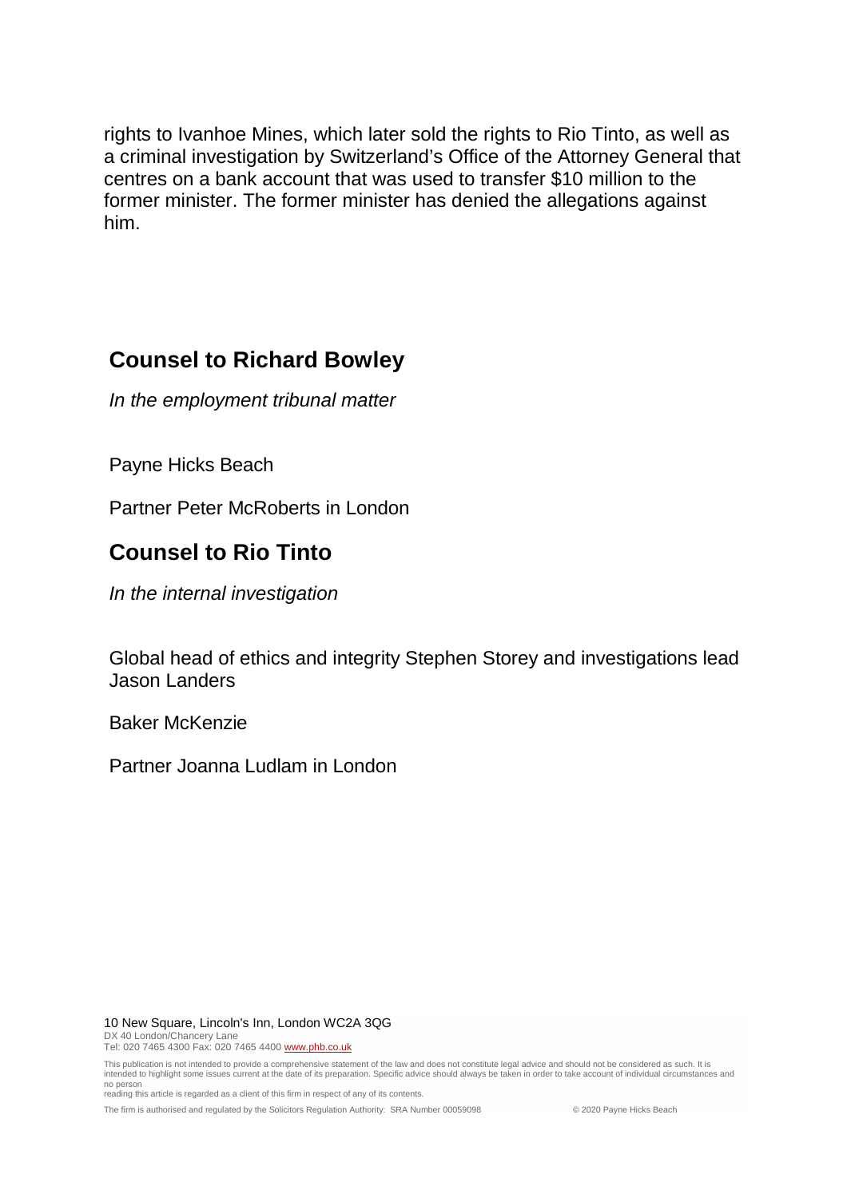rights to Ivanhoe Mines, which later sold the rights to Rio Tinto, as well as a criminal investigation by Switzerland's Office of the Attorney General that centres on a bank account that was used to transfer $10 million to the former minister. The former minister has denied the allegations against him.

## Counsel to Richard Bowley

*In the employment tribunal matter*

Payne Hicks Beach

Partner Peter McRoberts in London

## Counsel to Rio Tinto

*In the internal investigation*

Global head of ethics and integrity Stephen Storey and investigations lead Jason Landers

Baker McKenzie

Partner Joanna Ludlam in London

10 New Square, Lincoln's Inn, London WC2A 3QG
DX 40 London/Chancery Lane
Tel: 020 7465 4300 Fax: 020 7465 4400 www.phb.co.uk

This publication is not intended to provide a comprehensive statement of the law and does not constitute legal advice and should not be considered as such. It is intended to highlight some issues current at the date of its preparation. Specific advice should always be taken in order to take account of individual circumstances and no person
reading this article is regarded as a client of this firm in respect of any of its contents.

The firm is authorised and regulated by the Solicitors Regulation Authority: SRA Number 00059098 © 2020 Payne Hicks Beach